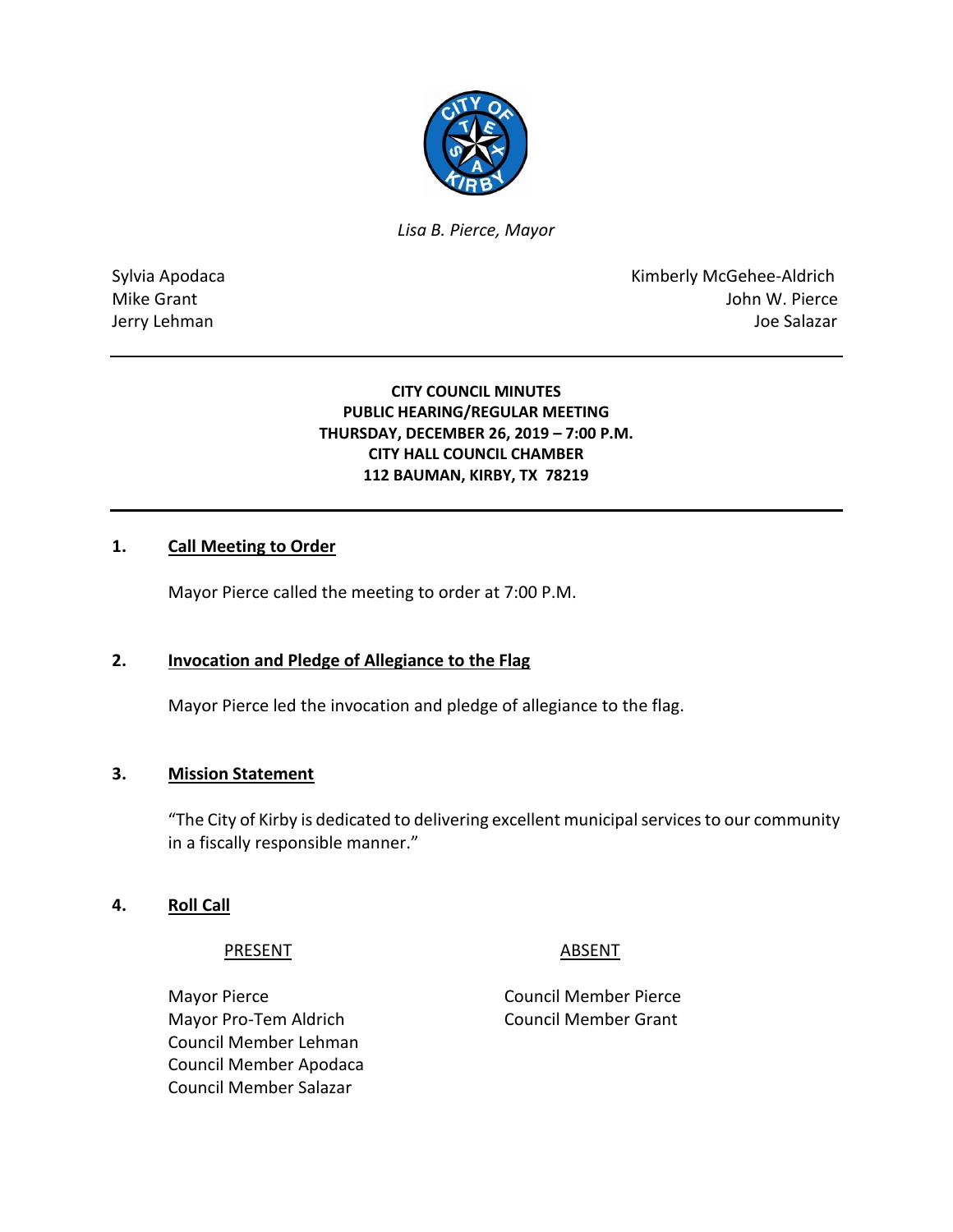*Lisa B. Pierce, Mayor*

Sylvia Apodaca
Mike Grant
Jerry Lehman

Kimberly McGehee-Aldrich
John W. Pierce
Joe Salazar

**CITY COUNCIL MINUTES**
**PUBLIC HEARING/REGULAR MEETING**
**THURSDAY, DECEMBER 26, 2019 – 7:00 P.M.**
**CITY HALL COUNCIL CHAMBER**
**112 BAUMAN, KIRBY, TX 78219**

## 1. Call Meeting to Order

Mayor Pierce called the meeting to order at 7:00 P.M.

## 2. Invocation and Pledge of Allegiance to the Flag

Mayor Pierce led the invocation and pledge of allegiance to the flag.

## 3. Mission Statement

"The City of Kirby is dedicated to delivering excellent municipal services to our community in a fiscally responsible manner."

## 4. Roll Call

| PRESENT | ABSENT |
|---|---|
| Mayor Pierce | Council Member Pierce |
| Mayor Pro-Tem Aldrich | Council Member Grant |
| Council Member Lehman | |
| Council Member Apodaca | |
| Council Member Salazar | |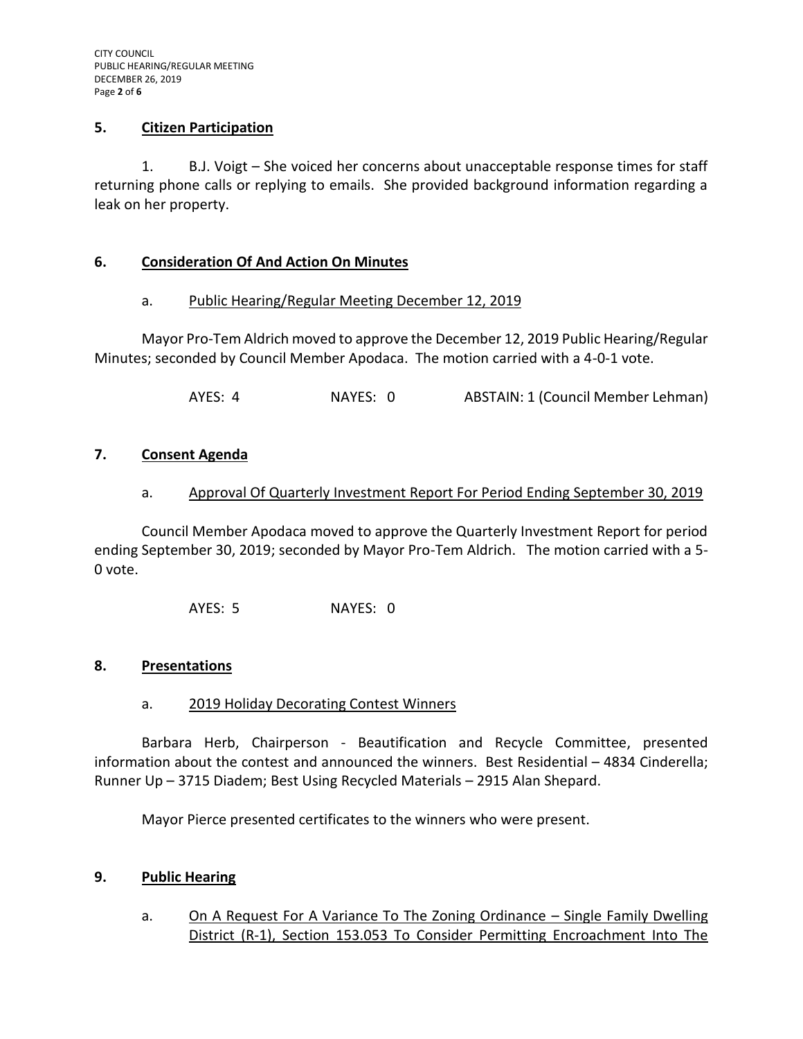## 5. Citizen Participation

1. B.J. Voigt – She voiced her concerns about unacceptable response times for staff returning phone calls or replying to emails. She provided background information regarding a leak on her property.

## 6. Consideration Of And Action On Minutes

a. Public Hearing/Regular Meeting December 12, 2019

Mayor Pro-Tem Aldrich moved to approve the December 12, 2019 Public Hearing/Regular Minutes; seconded by Council Member Apodaca. The motion carried with a 4-0-1 vote.

AYES: 4 NAYES: 0 ABSTAIN: 1 (Council Member Lehman)

## 7. Consent Agenda

a. Approval Of Quarterly Investment Report For Period Ending September 30, 2019

Council Member Apodaca moved to approve the Quarterly Investment Report for period ending September 30, 2019; seconded by Mayor Pro-Tem Aldrich. The motion carried with a 5-0 vote.

AYES: 5 NAYES: 0

## 8. Presentations

a. 2019 Holiday Decorating Contest Winners

Barbara Herb, Chairperson - Beautification and Recycle Committee, presented information about the contest and announced the winners. Best Residential – 4834 Cinderella; Runner Up – 3715 Diadem; Best Using Recycled Materials – 2915 Alan Shepard.

Mayor Pierce presented certificates to the winners who were present.

## 9. Public Hearing

a. On A Request For A Variance To The Zoning Ordinance – Single Family Dwelling District (R-1), Section 153.053 To Consider Permitting Encroachment Into The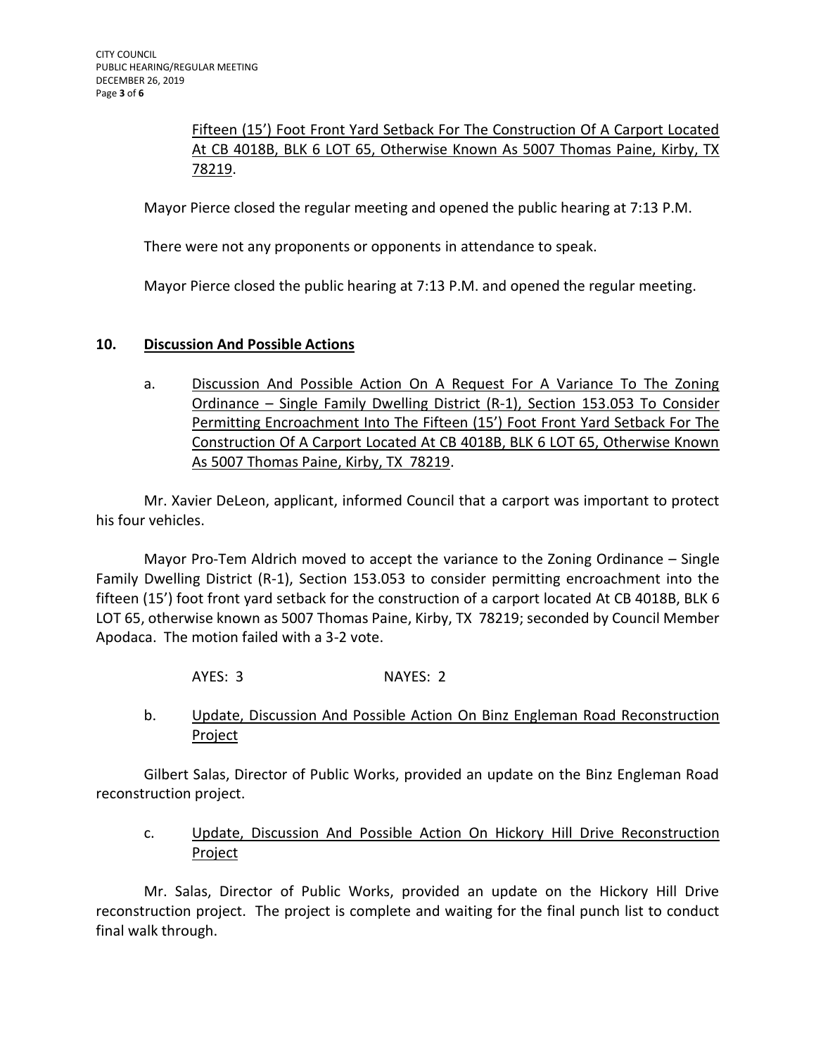Fifteen (15') Foot Front Yard Setback For The Construction Of A Carport Located At CB 4018B, BLK 6 LOT 65, Otherwise Known As 5007 Thomas Paine, Kirby, TX 78219.

Mayor Pierce closed the regular meeting and opened the public hearing at 7:13 P.M.

There were not any proponents or opponents in attendance to speak.

Mayor Pierce closed the public hearing at 7:13 P.M. and opened the regular meeting.

## 10. Discussion And Possible Actions

a. Discussion And Possible Action On A Request For A Variance To The Zoning Ordinance – Single Family Dwelling District (R-1), Section 153.053 To Consider Permitting Encroachment Into The Fifteen (15') Foot Front Yard Setback For The Construction Of A Carport Located At CB 4018B, BLK 6 LOT 65, Otherwise Known As 5007 Thomas Paine, Kirby, TX 78219.

Mr. Xavier DeLeon, applicant, informed Council that a carport was important to protect his four vehicles.

Mayor Pro-Tem Aldrich moved to accept the variance to the Zoning Ordinance – Single Family Dwelling District (R-1), Section 153.053 to consider permitting encroachment into the fifteen (15') foot front yard setback for the construction of a carport located At CB 4018B, BLK 6 LOT 65, otherwise known as 5007 Thomas Paine, Kirby, TX 78219; seconded by Council Member Apodaca. The motion failed with a 3-2 vote.

AYES: 3 NAYES: 2

b. Update, Discussion And Possible Action On Binz Engleman Road Reconstruction Project

Gilbert Salas, Director of Public Works, provided an update on the Binz Engleman Road reconstruction project.

c. Update, Discussion And Possible Action On Hickory Hill Drive Reconstruction Project

Mr. Salas, Director of Public Works, provided an update on the Hickory Hill Drive reconstruction project. The project is complete and waiting for the final punch list to conduct final walk through.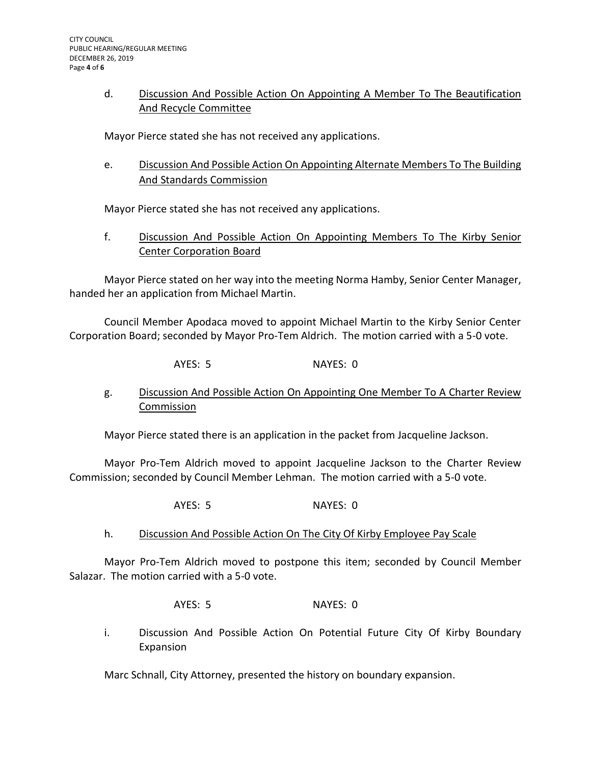d. Discussion And Possible Action On Appointing A Member To The Beautification And Recycle Committee

Mayor Pierce stated she has not received any applications.

e. Discussion And Possible Action On Appointing Alternate Members To The Building And Standards Commission

Mayor Pierce stated she has not received any applications.

f. Discussion And Possible Action On Appointing Members To The Kirby Senior Center Corporation Board

Mayor Pierce stated on her way into the meeting Norma Hamby, Senior Center Manager, handed her an application from Michael Martin.

Council Member Apodaca moved to appoint Michael Martin to the Kirby Senior Center Corporation Board; seconded by Mayor Pro-Tem Aldrich. The motion carried with a 5-0 vote.

AYES: 5 NAYES: 0

g. Discussion And Possible Action On Appointing One Member To A Charter Review Commission

Mayor Pierce stated there is an application in the packet from Jacqueline Jackson.

Mayor Pro-Tem Aldrich moved to appoint Jacqueline Jackson to the Charter Review Commission; seconded by Council Member Lehman. The motion carried with a 5-0 vote.

AYES: 5 NAYES: 0

h. Discussion And Possible Action On The City Of Kirby Employee Pay Scale

Mayor Pro-Tem Aldrich moved to postpone this item; seconded by Council Member Salazar. The motion carried with a 5-0 vote.

AYES: 5 NAYES: 0

i. Discussion And Possible Action On Potential Future City Of Kirby Boundary Expansion

Marc Schnall, City Attorney, presented the history on boundary expansion.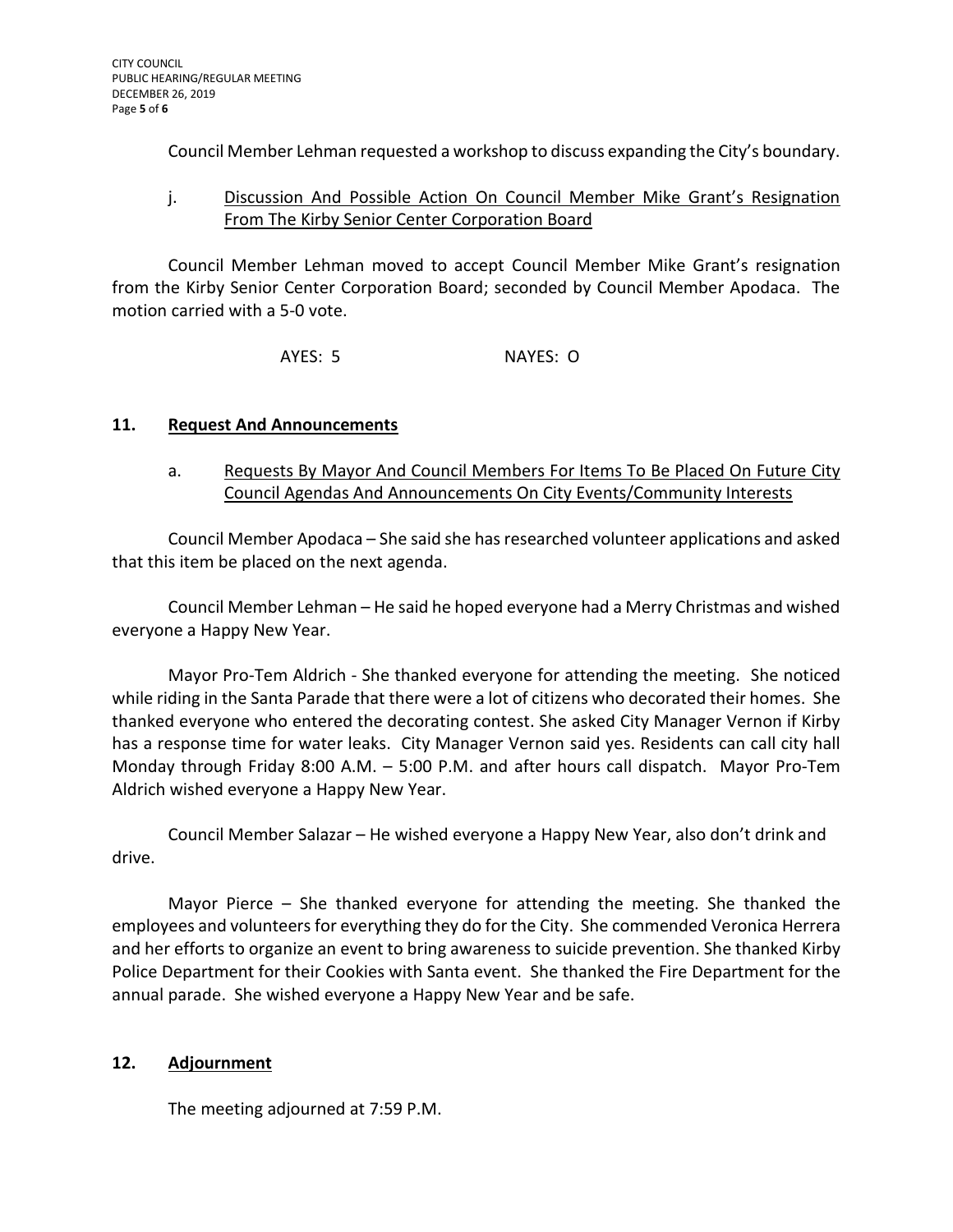Council Member Lehman requested a workshop to discuss expanding the City's boundary.

j. Discussion And Possible Action On Council Member Mike Grant's Resignation From The Kirby Senior Center Corporation Board

Council Member Lehman moved to accept Council Member Mike Grant's resignation from the Kirby Senior Center Corporation Board; seconded by Council Member Apodaca. The motion carried with a 5-0 vote.

AYES: 5 NAYES: O

## 11. Request And Announcements

a. Requests By Mayor And Council Members For Items To Be Placed On Future City Council Agendas And Announcements On City Events/Community Interests

Council Member Apodaca – She said she has researched volunteer applications and asked that this item be placed on the next agenda.

Council Member Lehman – He said he hoped everyone had a Merry Christmas and wished everyone a Happy New Year.

Mayor Pro-Tem Aldrich - She thanked everyone for attending the meeting. She noticed while riding in the Santa Parade that there were a lot of citizens who decorated their homes. She thanked everyone who entered the decorating contest. She asked City Manager Vernon if Kirby has a response time for water leaks. City Manager Vernon said yes. Residents can call city hall Monday through Friday 8:00 A.M. – 5:00 P.M. and after hours call dispatch. Mayor Pro-Tem Aldrich wished everyone a Happy New Year.

Council Member Salazar – He wished everyone a Happy New Year, also don't drink and drive.

Mayor Pierce – She thanked everyone for attending the meeting. She thanked the employees and volunteers for everything they do for the City. She commended Veronica Herrera and her efforts to organize an event to bring awareness to suicide prevention. She thanked Kirby Police Department for their Cookies with Santa event. She thanked the Fire Department for the annual parade. She wished everyone a Happy New Year and be safe.

## 12. Adjournment

The meeting adjourned at 7:59 P.M.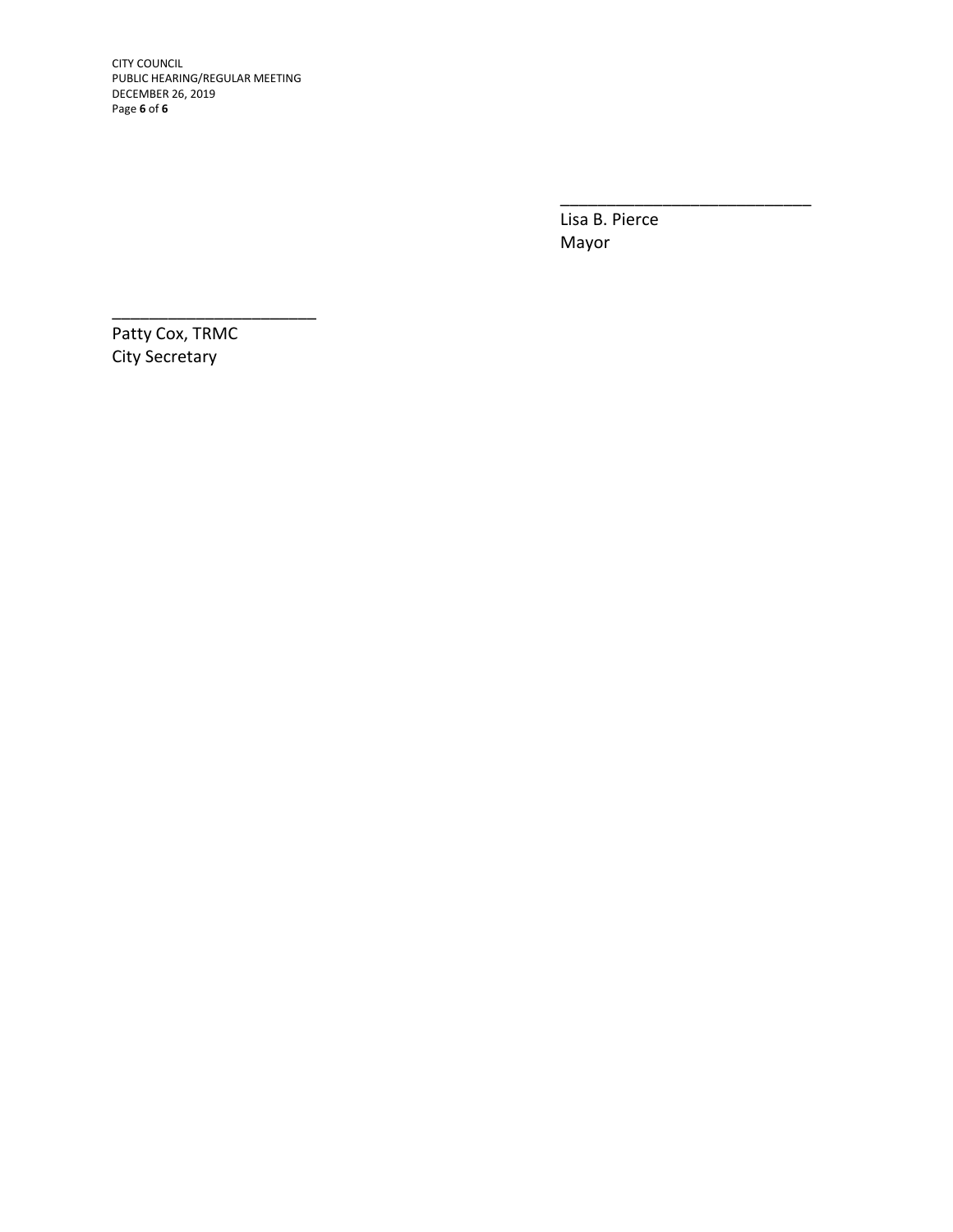\_\_\_\_\_\_\_\_\_\_\_\_\_\_\_\_\_\_\_\_\_\_\_\_\_\_\_\_

Lisa B. Pierce
Mayor

\_\_\_\_\_\_\_\_\_\_\_\_\_\_\_\_\_\_\_\_\_\_\_

Patty Cox, TRMC
City Secretary